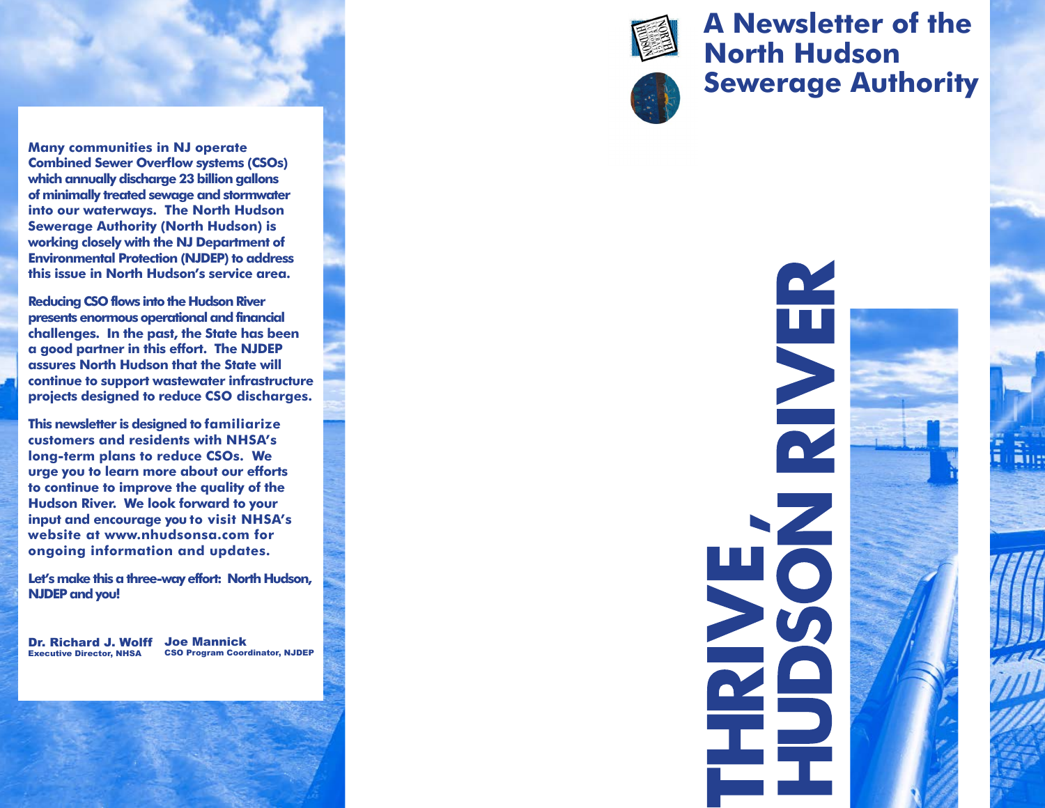# A Newsletter of the North Hudson Sewerage Authority

# THRIVE, HUDSON RIVER

**Many communities in NJ operate Combined Sewer Overflow systems (CSOs) which annually discharge 23 billion gallons of minimally treated sewage and stormwater into our waterways. The North Hudson Sewerage Authority (North Hudson) is working closely with the NJ Department of Environmental Protection (NJDEP) to address this issue in North Hudson's service area.**

**Reducing CSO flows into the Hudson River presents enormous operational and financial challenges. In the past, the State has been a good partner in this effort. The NJDEP assures North Hudson that the State will continue to support wastewater infrastructure projects designed to reduce CSO discharges.**

**This newsletter is designed to familiarize customers and residents with NHSA's long-term plans to reduce CSOs. We urge you to learn more about our efforts to continue to improve the quality of the Hudson River. We look forward to your input and encourage you to visit NHSA's website at www.nhudsonsa.com for ongoing information and updates.**

**Let's make this a three-way effort: North Hudson, NJDEP and you!**

**Dr. Richard J. Wolff**
Executive Director, NHSA

**Joe Mannick**
CSO Program Coordinator, NJDEP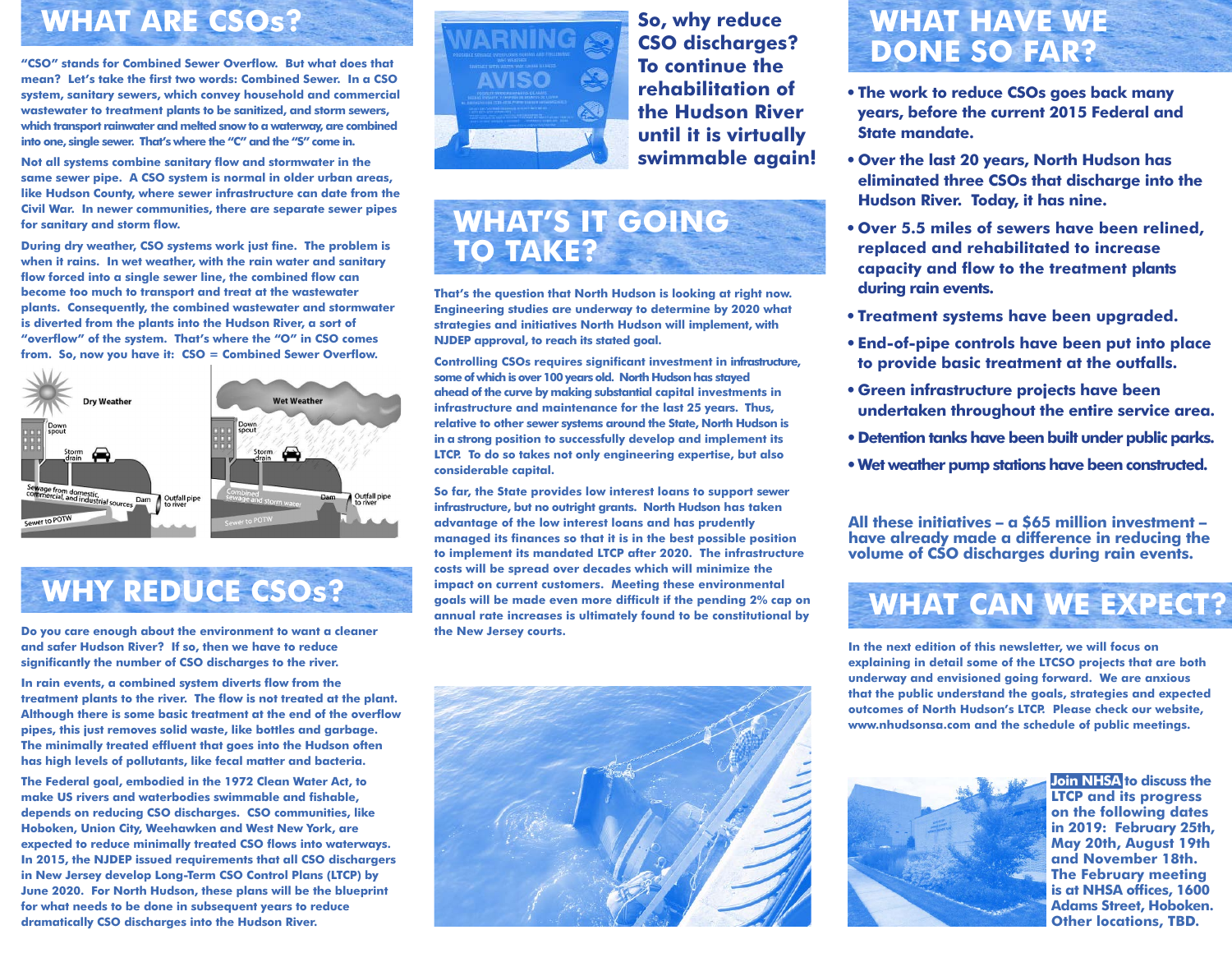# WHAT ARE CSOs?

**"CSO" stands for Combined Sewer Overflow. But what does that mean? Let's take the first two words: Combined Sewer. In a CSO system, sanitary sewers, which convey household and commercial wastewater to treatment plants to be sanitized, and storm sewers, which transport rainwater and melted snow to a waterway, are combined into one, single sewer. That's where the "C" and the "S" come in.**

**Not all systems combine sanitary flow and stormwater in the same sewer pipe. A CSO system is normal in older urban areas, like Hudson County, where sewer infrastructure can date from the Civil War. In newer communities, there are separate sewer pipes for sanitary and storm flow.**

**During dry weather, CSO systems work just fine. The problem is when it rains. In wet weather, with the rain water and sanitary flow forced into a single sewer line, the combined flow can become too much to transport and treat at the wastewater plants. Consequently, the combined wastewater and stormwater is diverted from the plants into the Hudson River, a sort of "overflow" of the system. That's where the "O" in CSO comes from. So, now you have it: CSO = Combined Sewer Overflow.**

Dry Weather
Down spout
Storm drain
Sewage from domestic, commercial, and industrial sources
Dam
Outfall pipe to river
Sewer to POTW

Wet Weather
Down spout
Storm drain
Combined sewage and storm water
Dam
Outfall pipe to river
Sewer to POTW

# WHY REDUCE CSOs?

**Do you care enough about the environment to want a cleaner and safer Hudson River? If so, then we have to reduce significantly the number of CSO discharges to the river.**

**In rain events, a combined system diverts flow from the treatment plants to the river. The flow is not treated at the plant. Although there is some basic treatment at the end of the overflow pipes, this just removes solid waste, like bottles and garbage. The minimally treated effluent that goes into the Hudson often has high levels of pollutants, like fecal matter and bacteria.**

**The Federal goal, embodied in the 1972 Clean Water Act, to make US rivers and waterbodies swimmable and fishable, depends on reducing CSO discharges. CSO communities, like Hoboken, Union City, Weehawken and West New York, are expected to reduce minimally treated CSO flows into waterways. In 2015, the NJDEP issued requirements that all CSO dischargers in New Jersey develop Long-Term CSO Control Plans (LTCP) by June 2020. For North Hudson, these plans will be the blueprint for what needs to be done in subsequent years to reduce dramatically CSO discharges into the Hudson River.**

WARNING
AVISO

**So, why reduce CSO discharges? To continue the rehabilitation of the Hudson River until it is virtually swimmable again!**

# WHAT'S IT GOING TO TAKE?

**That's the question that North Hudson is looking at right now. Engineering studies are underway to determine by 2020 what strategies and initiatives North Hudson will implement, with NJDEP approval, to reach its stated goal.**

**Controlling CSOs requires significant investment in infrastructure, some of which is over 100 years old. North Hudson has stayed ahead of the curve by making substantial capital investments in infrastructure and maintenance for the last 25 years. Thus, relative to other sewer systems around the State, North Hudson is in a strong position to successfully develop and implement its LTCP. To do so takes not only engineering expertise, but also considerable capital.**

**So far, the State provides low interest loans to support sewer infrastructure, but no outright grants. North Hudson has taken advantage of the low interest loans and has prudently managed its finances so that it is in the best possible position to implement its mandated LTCP after 2020. The infrastructure costs will be spread over decades which will minimize the impact on current customers. Meeting these environmental goals will be made even more difficult if the pending 2% cap on annual rate increases is ultimately found to be constitutional by the New Jersey courts.**

# WHAT HAVE WE DONE SO FAR?

- **The work to reduce CSOs goes back many years, before the current 2015 Federal and State mandate.**
- **Over the last 20 years, North Hudson has eliminated three CSOs that discharge into the Hudson River. Today, it has nine.**
- **Over 5.5 miles of sewers have been relined, replaced and rehabilitated to increase capacity and flow to the treatment plants during rain events.**
- **Treatment systems have been upgraded.**
- **End-of-pipe controls have been put into place to provide basic treatment at the outfalls.**
- **Green infrastructure projects have been undertaken throughout the entire service area.**
- **Detention tanks have been built under public parks.**
- **Wet weather pump stations have been constructed.**

**All these initiatives – a $65 million investment – have already made a difference in reducing the volume of CSO discharges during rain events.**

# WHAT CAN WE EXPECT?

**In the next edition of this newsletter, we will focus on explaining in detail some of the LTCSO projects that are both underway and envisioned going forward. We are anxious that the public understand the goals, strategies and expected outcomes of North Hudson's LTCP. Please check our website, www.nhudsonsa.com and the schedule of public meetings.**

**Join NHSA to discuss the LTCP and its progress on the following dates in 2019: February 25th, May 20th, August 19th and November 18th. The February meeting is at NHSA offices, 1600 Adams Street, Hoboken. Other locations, TBD.**